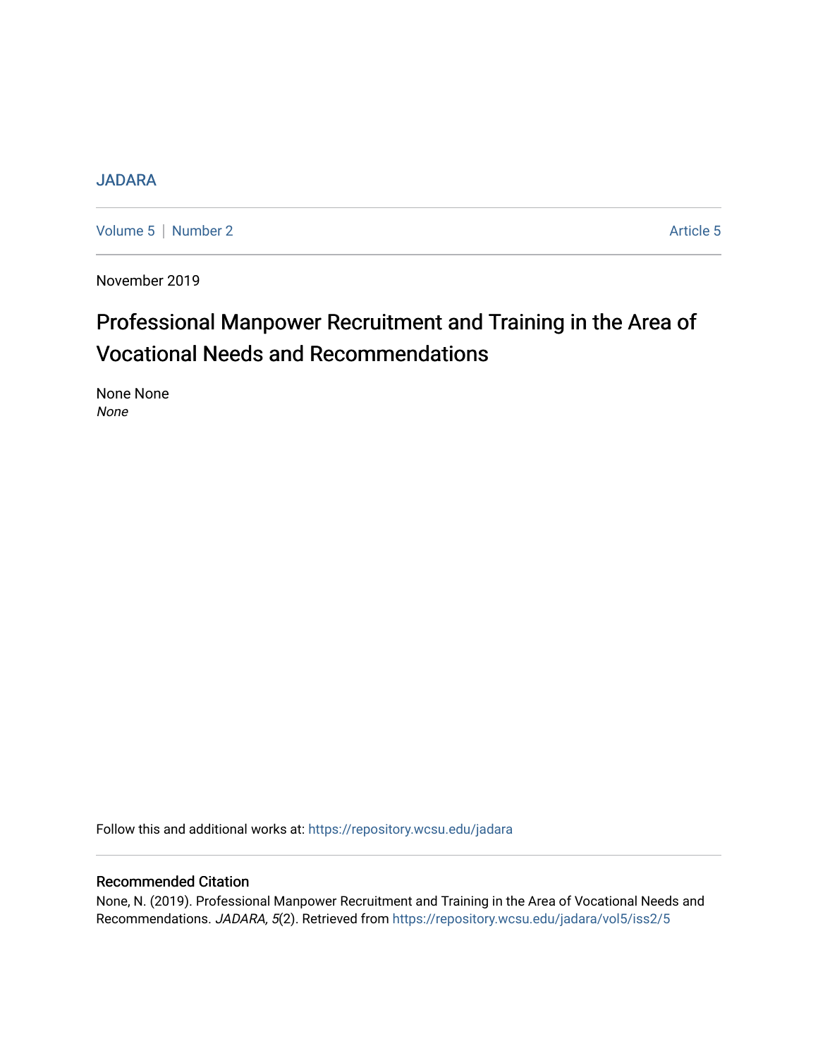JADARA

Volume 5 | Number 2 Article 5

November 2019

# Professional Manpower Recruitment and Training in the Area of Vocational Needs and Recommendations

None None
*None*

Follow this and additional works at: https://repository.wcsu.edu/jadara

## Recommended Citation

None, N. (2019). Professional Manpower Recruitment and Training in the Area of Vocational Needs and Recommendations. *JADARA, 5*(2). Retrieved from https://repository.wcsu.edu/jadara/vol5/iss2/5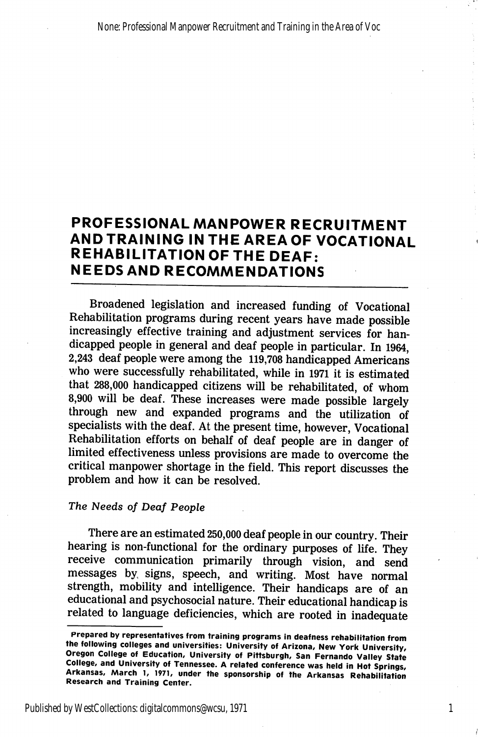# PROFESSIONAL MANPOWER RECRUITMENT AND TRAINING IN THE AREA OF VOCATIONAL REHABILITATION OF THE DEAF: NEEDS AND RECOMMENDATIONS

Broadened legislation and increased funding of Vocational Rehabilitation programs during recent years have made possible increasingly effective training and adjustment services for handicapped people in general and deaf people in particular. In 1964, 2,243 deaf people were among the 119,708 handicapped Americans who were successfully rehabilitated, while in 1971 it is estimated that 288,000 handicapped citizens will be rehabilitated, of whom 8,900 will be deaf. These increases were made possible largely through new and expanded programs and the utilization of specialists with the deaf. At the present time, however, Vocational Rehabilitation efforts on behalf of deaf people are in danger of limited effectiveness unless provisions are made to overcome the critical manpower shortage in the field. This report discusses the problem and how it can be resolved.

## *The Needs of Deaf People*

There are an estimated 250,000 deaf people in our country. Their hearing is non-functional for the ordinary purposes of life. They receive communication primarily through vision, and send messages by signs, speech, and writing. Most have normal strength, mobility and intelligence. Their handicaps are of an educational and psychosocial nature. Their educational handicap is related to language deficiencies, which are rooted in inadequate

---

**Prepared by representatives from training programs in deafness rehabilitation from the following colleges and universities: University of Arizona, New York University, Oregon College of Education, University of Pittsburgh, San Fernando Valley State College, and University of Tennessee. A related conference was held in Hot Springs, Arkansas, March 1, 1971, under the sponsorship of the Arkansas Rehabilitation Research and Training Center.**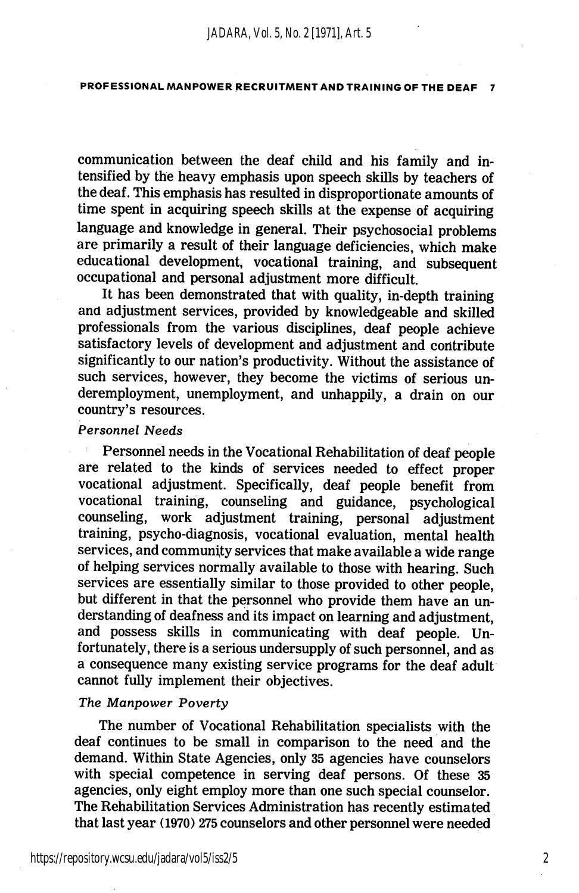communication between the deaf child and his family and intensified by the heavy emphasis upon speech skills by teachers of the deaf. This emphasis has resulted in disproportionate amounts of time spent in acquiring speech skills at the expense of acquiring language and knowledge in general. Their psychosocial problems are primarily a result of their language deficiencies, which make educational development, vocational training, and subsequent occupational and personal adjustment more difficult.

It has been demonstrated that with quality, in-depth training and adjustment services, provided by knowledgeable and skilled professionals from the various disciplines, deaf people achieve satisfactory levels of development and adjustment and contribute significantly to our nation's productivity. Without the assistance of such services, however, they become the victims of serious underemployment, unemployment, and unhappily, a drain on our country's resources.

*Personnel Needs*

Personnel needs in the Vocational Rehabilitation of deaf people are related to the kinds of services needed to effect proper vocational adjustment. Specifically, deaf people benefit from vocational training, counseling and guidance, psychological counseling, work adjustment training, personal adjustment training, psycho-diagnosis, vocational evaluation, mental health services, and community services that make available a wide range of helping services normally available to those with hearing. Such services are essentially similar to those provided to other people, but different in that the personnel who provide them have an understanding of deafness and its impact on learning and adjustment, and possess skills in communicating with deaf people. Unfortunately, there is a serious undersupply of such personnel, and as a consequence many existing service programs for the deaf adult cannot fully implement their objectives.

*The Manpower Poverty*

The number of Vocational Rehabilitation specialists with the deaf continues to be small in comparison to the need and the demand. Within State Agencies, only 35 agencies have counselors with special competence in serving deaf persons. Of these 35 agencies, only eight employ more than one such special counselor. The Rehabilitation Services Administration has recently estimated that last year (1970) 275 counselors and other personnel were needed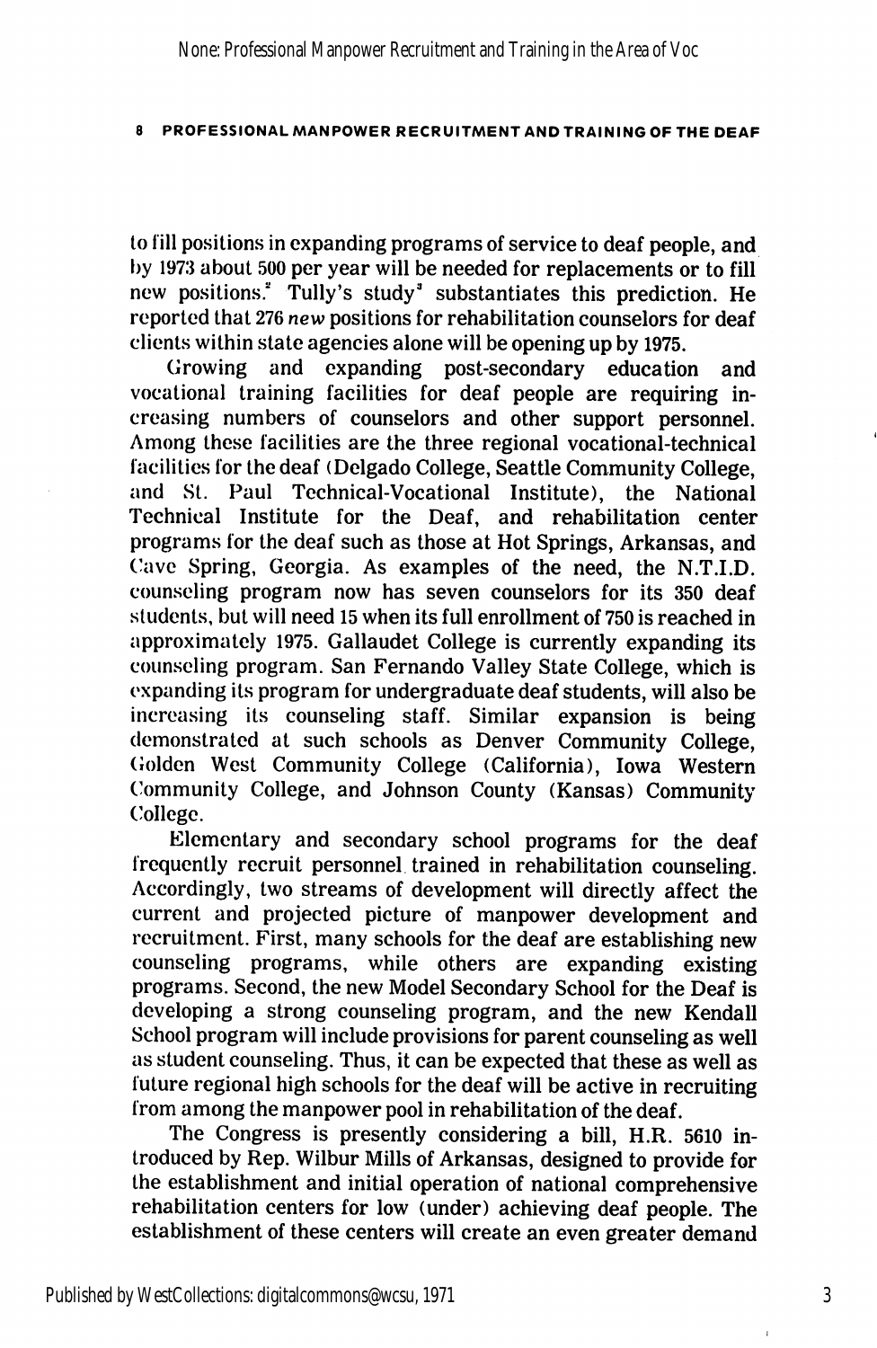to fill positions in expanding programs of service to deaf people, and by 1973 about 500 per year will be needed for replacements or to fill new positions.[2] Tully's study[3] substantiates this prediction. He reported that 276 *new* positions for rehabilitation counselors for deaf clients within state agencies alone will be opening up by 1975.

Growing and expanding post-secondary education and vocational training facilities for deaf people are requiring increasing numbers of counselors and other support personnel. Among these facilities are the three regional vocational-technical facilities for the deaf (Delgado College, Seattle Community College, and St. Paul Technical-Vocational Institute), the National Technical Institute for the Deaf, and rehabilitation center programs for the deaf such as those at Hot Springs, Arkansas, and Cave Spring, Georgia. As examples of the need, the N.T.I.D. counseling program now has seven counselors for its 350 deaf students, but will need 15 when its full enrollment of 750 is reached in approximately 1975. Gallaudet College is currently expanding its counseling program. San Fernando Valley State College, which is expanding its program for undergraduate deaf students, will also be increasing its counseling staff. Similar expansion is being demonstrated at such schools as Denver Community College, Golden West Community College (California), Iowa Western Community College, and Johnson County (Kansas) Community College.

Elementary and secondary school programs for the deaf frequently recruit personnel trained in rehabilitation counseling. Accordingly, two streams of development will directly affect the current and projected picture of manpower development and recruitment. First, many schools for the deaf are establishing new counseling programs, while others are expanding existing programs. Second, the new Model Secondary School for the Deaf is developing a strong counseling program, and the new Kendall School program will include provisions for parent counseling as well as student counseling. Thus, it can be expected that these as well as future regional high schools for the deaf will be active in recruiting from among the manpower pool in rehabilitation of the deaf.

The Congress is presently considering a bill, H.R. 5610 introduced by Rep. Wilbur Mills of Arkansas, designed to provide for the establishment and initial operation of national comprehensive rehabilitation centers for low (under) achieving deaf people. The establishment of these centers will create an even greater demand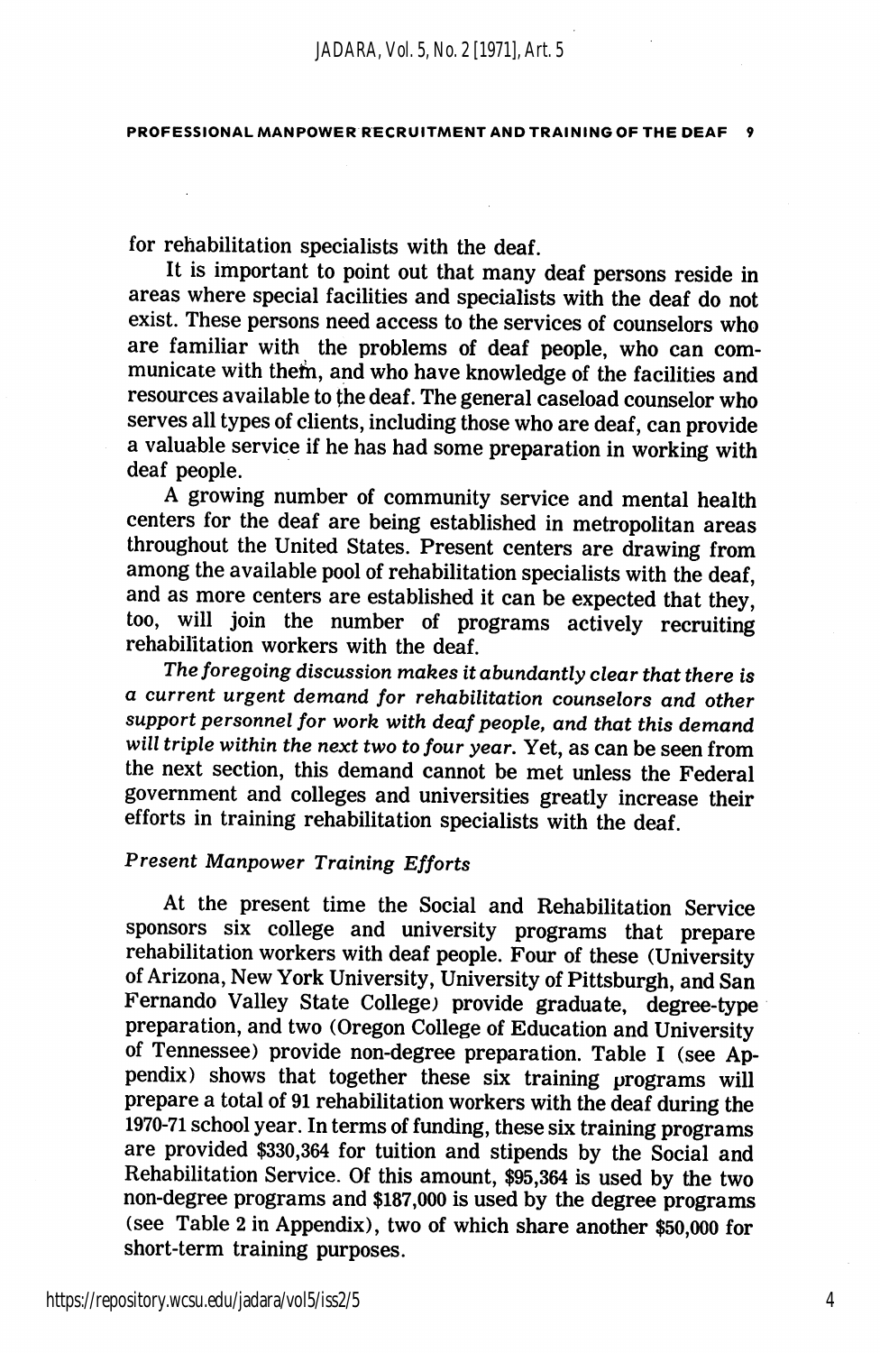for rehabilitation specialists with the deaf.

It is important to point out that many deaf persons reside in areas where special facilities and specialists with the deaf do not exist. These persons need access to the services of counselors who are familiar with the problems of deaf people, who can communicate with them, and who have knowledge of the facilities and resources available to the deaf. The general caseload counselor who serves all types of clients, including those who are deaf, can provide a valuable service if he has had some preparation in working with deaf people.

A growing number of community service and mental health centers for the deaf are being established in metropolitan areas throughout the United States. Present centers are drawing from among the available pool of rehabilitation specialists with the deaf, and as more centers are established it can be expected that they, too, will join the number of programs actively recruiting rehabilitation workers with the deaf.

*The foregoing discussion makes it abundantly clear that there is a current urgent demand for rehabilitation counselors and other support personnel for work with deaf people, and that this demand will triple within the next two to four year.* Yet, as can be seen from the next section, this demand cannot be met unless the Federal government and colleges and universities greatly increase their efforts in training rehabilitation specialists with the deaf.

### *Present Manpower Training Efforts*

At the present time the Social and Rehabilitation Service sponsors six college and university programs that prepare rehabilitation workers with deaf people. Four of these (University of Arizona, New York University, University of Pittsburgh, and San Fernando Valley State College) provide graduate, degree-type preparation, and two (Oregon College of Education and University of Tennessee) provide non-degree preparation. Table I (see Appendix) shows that together these six training programs will prepare a total of 91 rehabilitation workers with the deaf during the 1970-71 school year. In terms of funding, these six training programs are provided $330,364 for tuition and stipends by the Social and Rehabilitation Service. Of this amount, $95,364 is used by the two non-degree programs and $187,000 is used by the degree programs (see Table 2 in Appendix), two of which share another $50,000 for short-term training purposes.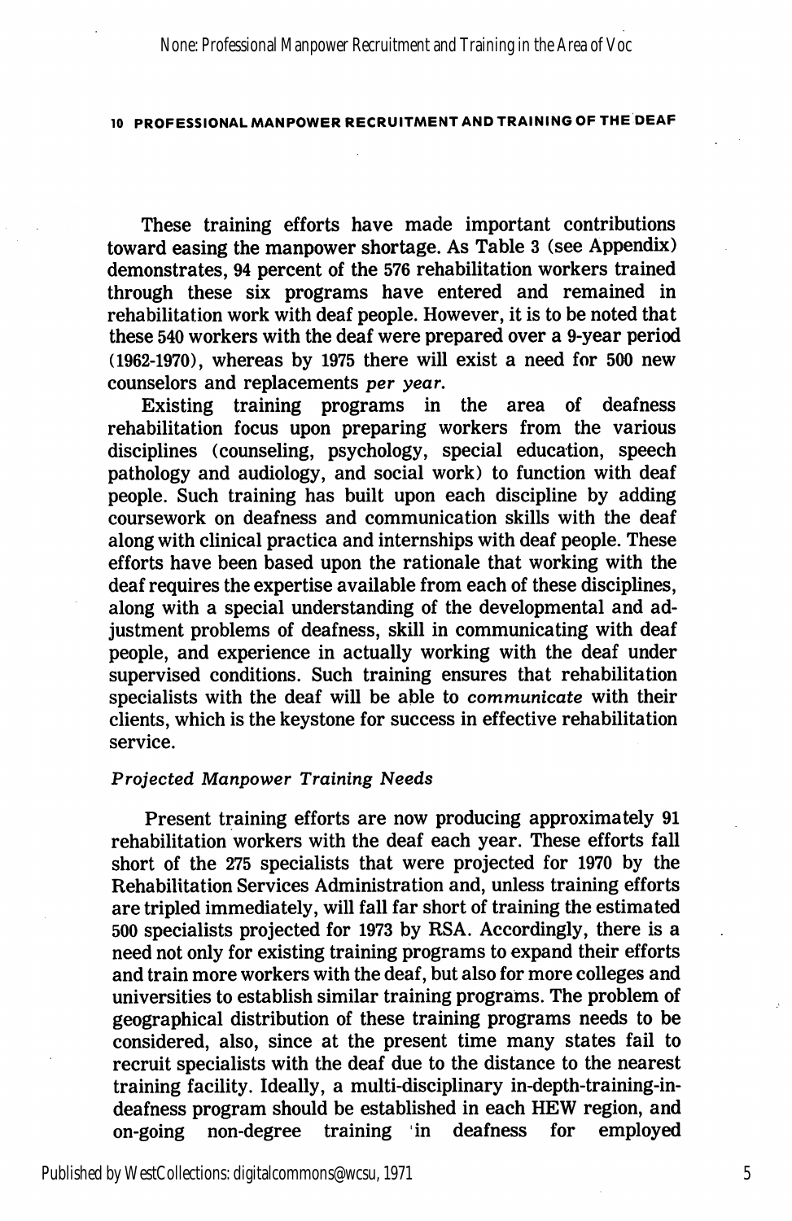These training efforts have made important contributions toward easing the manpower shortage. As Table 3 (see Appendix) demonstrates, 94 percent of the 576 rehabilitation workers trained through these six programs have entered and remained in rehabilitation work with deaf people. However, it is to be noted that these 540 workers with the deaf were prepared over a 9-year period (1962-1970), whereas by 1975 there will exist a need for 500 new counselors and replacements *per year*.

Existing training programs in the area of deafness rehabilitation focus upon preparing workers from the various disciplines (counseling, psychology, special education, speech pathology and audiology, and social work) to function with deaf people. Such training has built upon each discipline by adding coursework on deafness and communication skills with the deaf along with clinical practica and internships with deaf people. These efforts have been based upon the rationale that working with the deaf requires the expertise available from each of these disciplines, along with a special understanding of the developmental and adjustment problems of deafness, skill in communicating with deaf people, and experience in actually working with the deaf under supervised conditions. Such training ensures that rehabilitation specialists with the deaf will be able to *communicate* with their clients, which is the keystone for success in effective rehabilitation service.

### *Projected Manpower Training Needs*

Present training efforts are now producing approximately 91 rehabilitation workers with the deaf each year. These efforts fall short of the 275 specialists that were projected for 1970 by the Rehabilitation Services Administration and, unless training efforts are tripled immediately, will fall far short of training the estimated 500 specialists projected for 1973 by RSA. Accordingly, there is a need not only for existing training programs to expand their efforts and train more workers with the deaf, but also for more colleges and universities to establish similar training programs. The problem of geographical distribution of these training programs needs to be considered, also, since at the present time many states fail to recruit specialists with the deaf due to the distance to the nearest training facility. Ideally, a multi-disciplinary in-depth-training-in-deafness program should be established in each HEW region, and on-going non-degree training in deafness for employed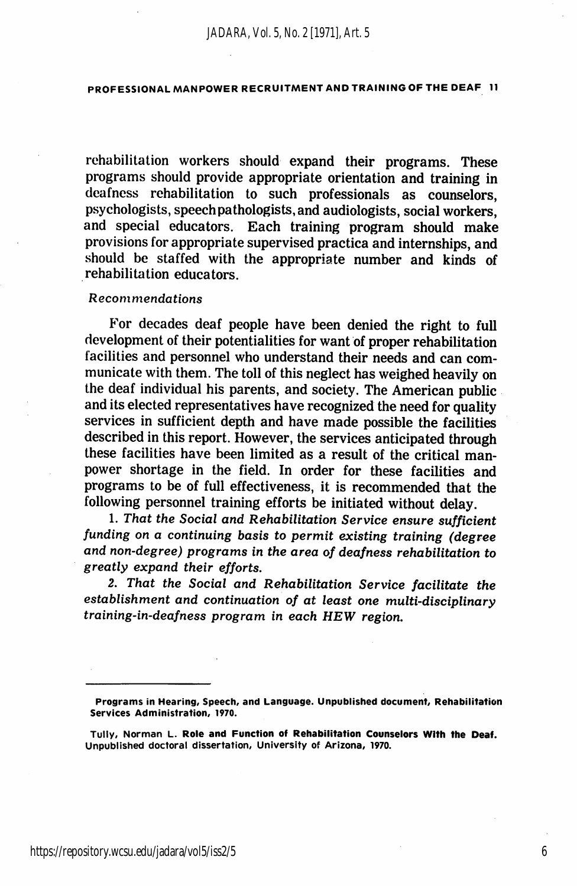rehabilitation workers should expand their programs. These programs should provide appropriate orientation and training in deafness rehabilitation to such professionals as counselors, psychologists, speechpathologists, and audiologists, social workers, and special educators. Each training program should make provisions for appropriate supervised practica and internships, and should be staffed with the appropriate number and kinds of rehabilitation educators.

*Recommendations*

For decades deaf people have been denied the right to full development of their potentialities for want of proper rehabilitation facilities and personnel who understand their needs and can communicate with them. The toll of this neglect has weighed heavily on the deaf individual his parents, and society. The American public and its elected representatives have recognized the need for quality services in sufficient depth and have made possible the facilities described in this report. However, the services anticipated through these facilities have been limited as a result of the critical manpower shortage in the field. In order for these facilities and programs to be of full effectiveness, it is recommended that the following personnel training efforts be initiated without delay.

1. *That the Social and Rehabilitation Service ensure sufficient funding on a continuing basis to permit existing training (degree and non-degree) programs in the area of deafness rehabilitation to greatly expand their efforts.*

2. *That the Social and Rehabilitation Service facilitate the establishment and continuation of at least one multi-disciplinary training-in-deafness program in each HEW region.*

---

**Programs in Hearing, Speech, and Language. Unpublished document, Rehabilitation Services Administration, 1970.**

Tully, Norman L. **Role and Function of Rehabilitation Counselors With the Deaf.** Unpublished doctoral dissertation, University of Arizona, 1970.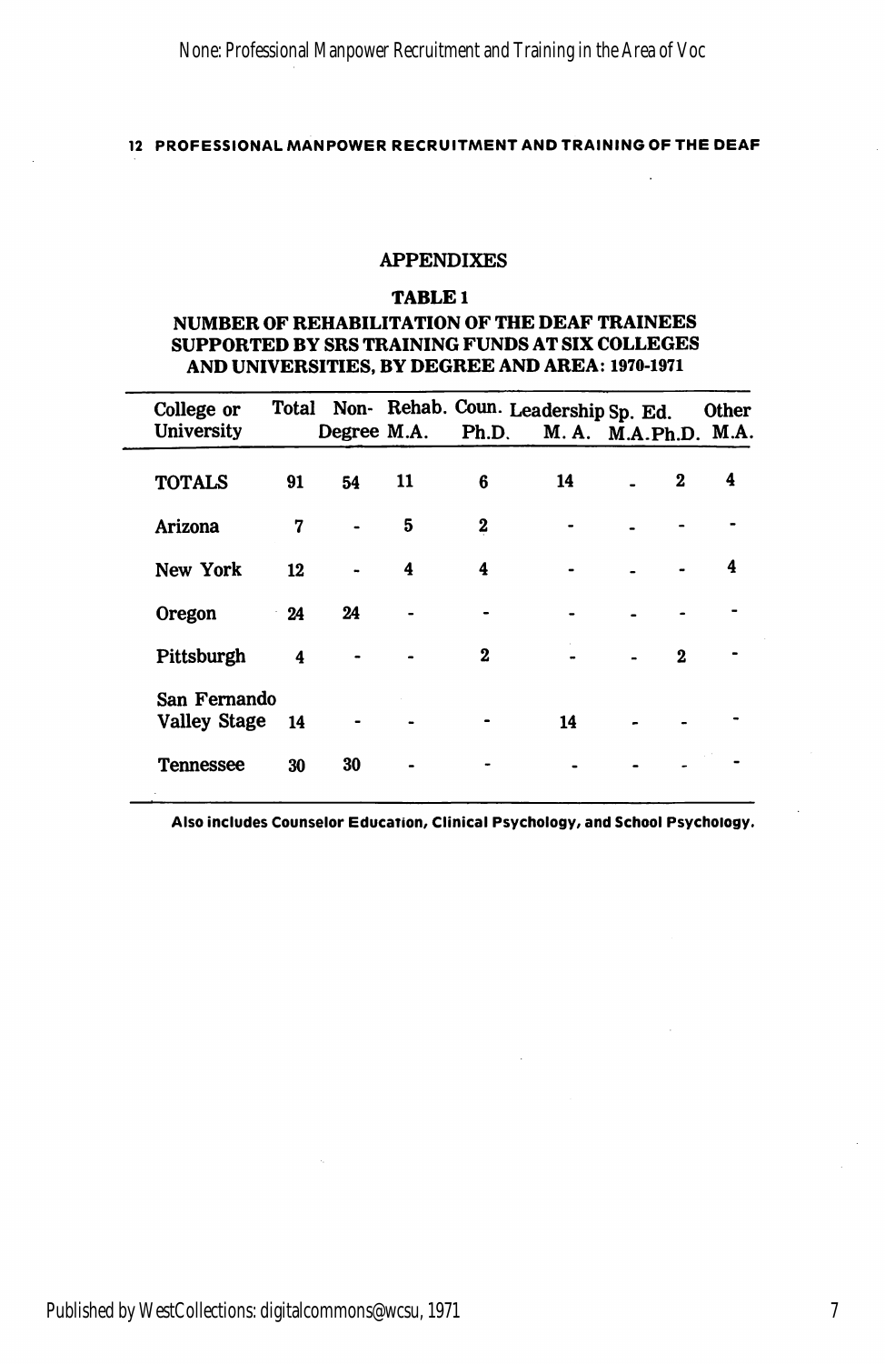## APPENDIXES

### TABLE 1

### NUMBER OF REHABILITATION OF THE DEAF TRAINEES SUPPORTED BY SRS TRAINING FUNDS AT SIX COLLEGES AND UNIVERSITIES, BY DEGREE AND AREA: 1970-1971

| College or University | Total | Non-Degree | Rehab. Coun. M.A. | Rehab. Coun. Ph.D. | Leadership M. A. | Sp. Ed. M.A. | Sp. Ed. Ph.D. | Other M.A. |
|---|---|---|---|---|---|---|---|---|
| TOTALS | 91 | 54 | 11 | 6 | 14 | - | 2 | 4 |
| Arizona | 7 | - | 5 | 2 | - | - | - | - |
| New York | 12 | - | 4 | 4 | - | - | - | 4 |
| Oregon | 24 | 24 | - | - | - | - | - | - |
| Pittsburgh | 4 | - | - | 2 | - | - | 2 | - |
| San Fernando Valley Stage | 14 | - | - | - | 14 | - | - | - |
| Tennessee | 30 | 30 | - | - | - | - | - | - |

Also includes Counselor Education, Clinical Psychology, and School Psychology.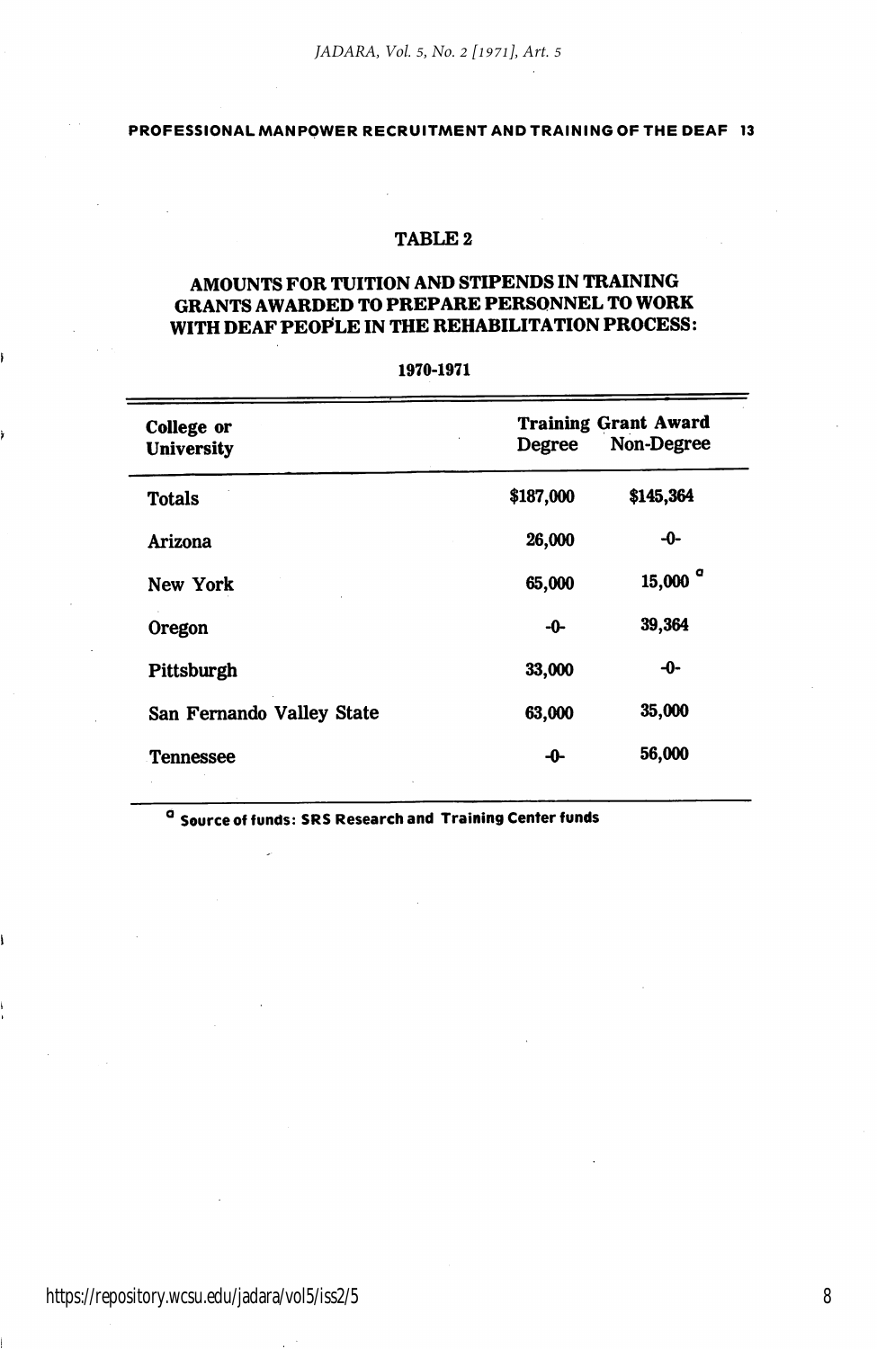## TABLE 2

### AMOUNTS FOR TUITION AND STIPENDS IN TRAINING GRANTS AWARDED TO PREPARE PERSONNEL TO WORK WITH DEAF PEOPLE IN THE REHABILITATION PROCESS:

1970-1971

| College or University | Training Grant Award Degree | Non-Degree |
|---|---|---|
| **Totals** | **$187,000** | **$145,364** |
| Arizona | 26,000 | -0- |
| New York | 65,000 | 15,000 [a] |
| Oregon | -0- | 39,364 |
| Pittsburgh | 33,000 | -0- |
| San Fernando Valley State | 63,000 | 35,000 |
| Tennessee | -0- | 56,000 |

[a] Source of funds: SRS Research and Training Center funds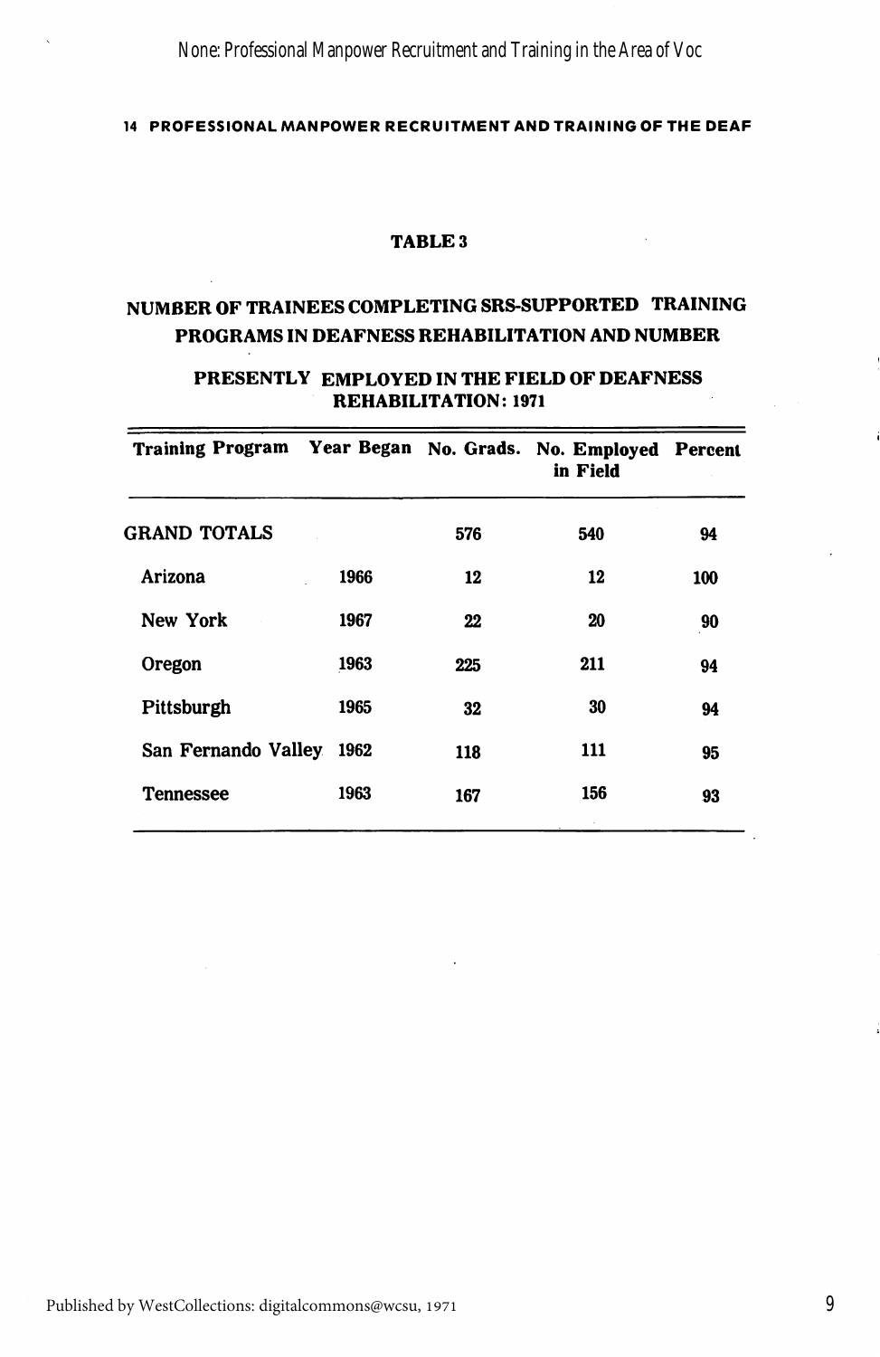## TABLE 3

## NUMBER OF TRAINEES COMPLETING SRS-SUPPORTED TRAINING PROGRAMS IN DEAFNESS REHABILITATION AND NUMBER PRESENTLY EMPLOYED IN THE FIELD OF DEAFNESS REHABILITATION: 1971

| Training Program | Year Began | No. Grads. | No. Employed in Field | Percent |
|---|---|---|---|---|
| GRAND TOTALS | | 576 | 540 | 94 |
| Arizona | 1966 | 12 | 12 | 100 |
| New York | 1967 | 22 | 20 | 90 |
| Oregon | 1963 | 225 | 211 | 94 |
| Pittsburgh | 1965 | 32 | 30 | 94 |
| San Fernando Valley | 1962 | 118 | 111 | 95 |
| Tennessee | 1963 | 167 | 156 | 93 |